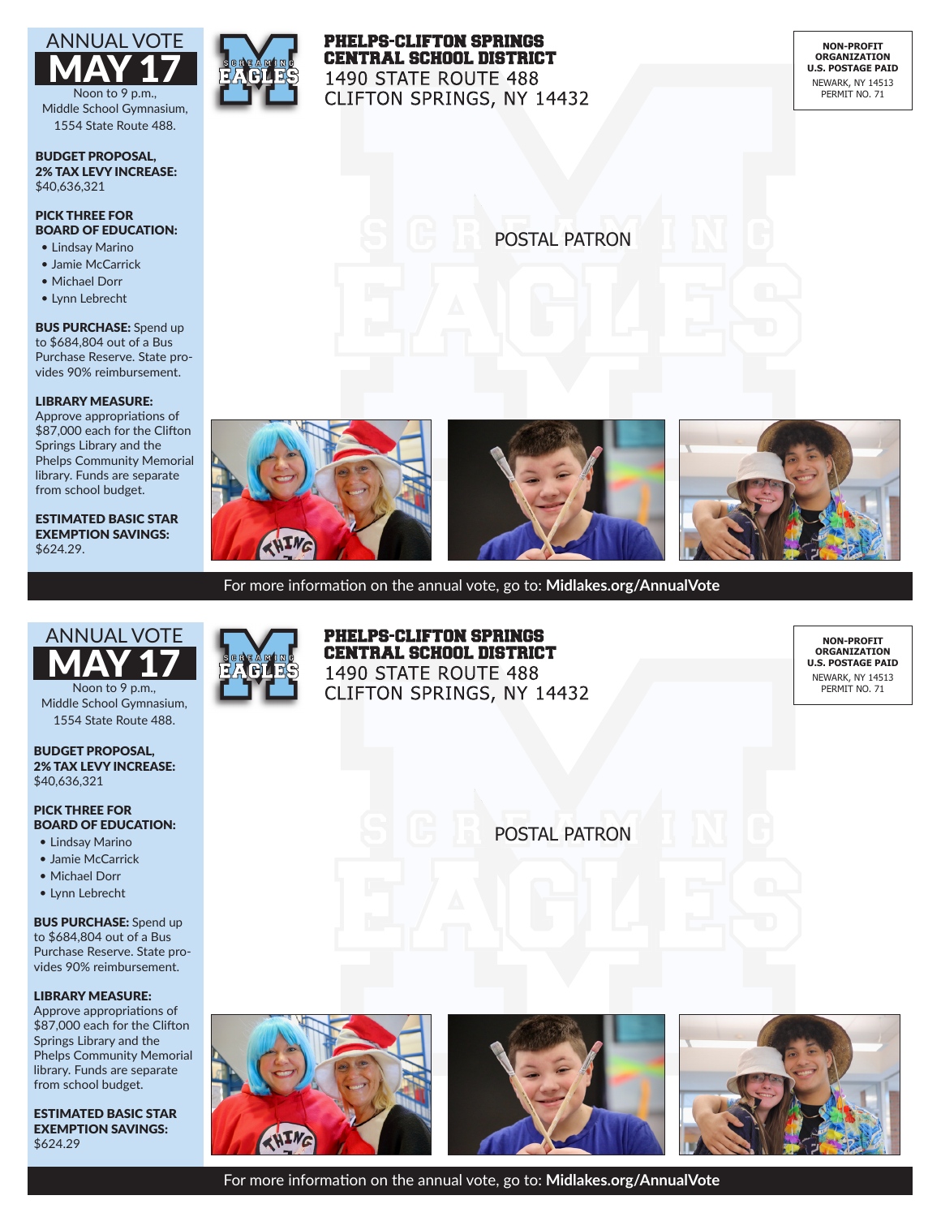# ANNUAL VOTE MAY 17

Noon to 9 p.m., Middle School Gymnasium, 1554 State Route 488.

**BUDGET PROPOSAL, 2% TAX LEVY INCREASE:** $40,636,321

**PICK THREE FOR BOARD OF EDUCATION:**

- Lindsay Marino
- Jamie McCarrick
- Michael Dorr
- Lynn Lebrecht

**BUS PURCHASE:** Spend up to $684,804 out of a Bus Purchase Reserve. State provides 90% reimbursement.

**LIBRARY MEASURE:** Approve appropriations of $87,000 each for the Clifton Springs Library and the Phelps Community Memorial library. Funds are separate from school budget.

**ESTIMATED BASIC STAR EXEMPTION SAVINGS:** $624.29.

**PHELPS-CLIFTON SPRINGS CENTRAL SCHOOL DISTRICT**
1490 STATE ROUTE 488
CLIFTON SPRINGS, NY 14432

NON-PROFIT ORGANIZATION
U.S. POSTAGE PAID
NEWARK, NY 14513
PERMIT NO. 71

POSTAL PATRON

For more information on the annual vote, go to: **Midlakes.org/AnnualVote**

---

# ANNUAL VOTE MAY 17

Noon to 9 p.m., Middle School Gymnasium, 1554 State Route 488.

**BUDGET PROPOSAL, 2% TAX LEVY INCREASE:** $40,636,321

**PICK THREE FOR BOARD OF EDUCATION:**

- Lindsay Marino
- Jamie McCarrick
- Michael Dorr
- Lynn Lebrecht

**BUS PURCHASE:** Spend up to $684,804 out of a Bus Purchase Reserve. State provides 90% reimbursement.

**LIBRARY MEASURE:** Approve appropriations of $87,000 each for the Clifton Springs Library and the Phelps Community Memorial library. Funds are separate from school budget.

**ESTIMATED BASIC STAR EXEMPTION SAVINGS:** $624.29

**PHELPS-CLIFTON SPRINGS CENTRAL SCHOOL DISTRICT**
1490 STATE ROUTE 488
CLIFTON SPRINGS, NY 14432

NON-PROFIT ORGANIZATION
U.S. POSTAGE PAID
NEWARK, NY 14513
PERMIT NO. 71

POSTAL PATRON

For more information on the annual vote, go to: **Midlakes.org/AnnualVote**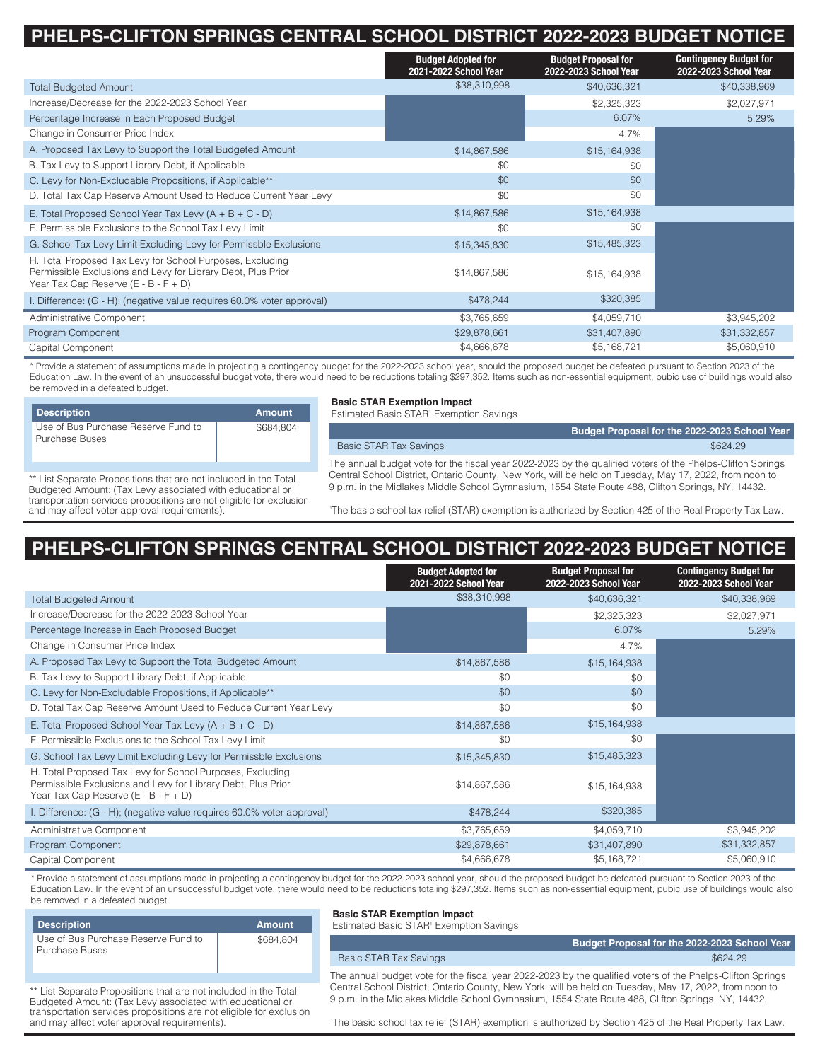# PHELPS-CLIFTON SPRINGS CENTRAL SCHOOL DISTRICT 2022-2023 BUDGET NOTICE

| | Budget Adopted for 2021-2022 School Year | Budget Proposal for 2022-2023 School Year | Contingency Budget for 2022-2023 School Year |
|---|---|---|---|
| Total Budgeted Amount | $38,310,998 | $40,636,321 | $40,338,969 |
| Increase/Decrease for the 2022-2023 School Year | | $2,325,323 | $2,027,971 |
| Percentage Increase in Each Proposed Budget | | 6.07% | 5.29% |
| Change in Consumer Price Index | | 4.7% | |
| A. Proposed Tax Levy to Support the Total Budgeted Amount | $14,867,586 | $15,164,938 | |
| B. Tax Levy to Support Library Debt, if Applicable | $0 | $0 | |
| C. Levy for Non-Excludable Propositions, if Applicable** | $0 | $0 | |
| D. Total Tax Cap Reserve Amount Used to Reduce Current Year Levy | $0 | $0 | |
| E. Total Proposed School Year Tax Levy (A + B + C - D) | $14,867,586 | $15,164,938 | |
| F. Permissible Exclusions to the School Tax Levy Limit | $0 | $0 | |
| G. School Tax Levy Limit Excluding Levy for Permissble Exclusions | $15,345,830 | $15,485,323 | |
| H. Total Proposed Tax Levy for School Purposes, Excluding Permissible Exclusions and Levy for Library Debt, Plus Prior Year Tax Cap Reserve (E - B - F + D) | $14,867,586 | $15,164,938 | |
| I. Difference: (G - H); (negative value requires 60.0% voter approval) | $478,244 | $320,385 | |
| Administrative Component | $3,765,659 | $4,059,710 | $3,945,202 |
| Program Component | $29,878,661 | $31,407,890 | $31,332,857 |
| Capital Component | $4,666,678 | $5,168,721 | $5,060,910 |

* Provide a statement of assumptions made in projecting a contingency budget for the 2022-2023 school year, should the proposed budget be defeated pursuant to Section 2023 of the Education Law. In the event of an unsuccessful budget vote, there would need to be reductions totaling $297,352. Items such as non-essential equipment, pubic use of buildings would also be removed in a defeated budget.

| Description | Amount |
|---|---|
| Use of Bus Purchase Reserve Fund to Purchase Buses | $684,804 |

** List Separate Propositions that are not included in the Total Budgeted Amount: (Tax Levy associated with educational or transportation services propositions are not eligible for exclusion and may affect voter approval requirements).

**Basic STAR Exemption Impact**

Estimated Basic STAR[1] Exemption Savings

| | Budget Proposal for the 2022-2023 School Year |
|---|---|
| Basic STAR Tax Savings | $624.29 |

The annual budget vote for the fiscal year 2022-2023 by the qualified voters of the Phelps-Clifton Springs Central School District, Ontario County, New York, will be held on Tuesday, May 17, 2022, from noon to 9 p.m. in the Midlakes Middle School Gymnasium, 1554 State Route 488, Clifton Springs, NY, 14432.

[1]The basic school tax relief (STAR) exemption is authorized by Section 425 of the Real Property Tax Law.

# PHELPS-CLIFTON SPRINGS CENTRAL SCHOOL DISTRICT 2022-2023 BUDGET NOTICE

| | Budget Adopted for 2021-2022 School Year | Budget Proposal for 2022-2023 School Year | Contingency Budget for 2022-2023 School Year |
|---|---|---|---|
| Total Budgeted Amount | $38,310,998 | $40,636,321 | $40,338,969 |
| Increase/Decrease for the 2022-2023 School Year | | $2,325,323 | $2,027,971 |
| Percentage Increase in Each Proposed Budget | | 6.07% | 5.29% |
| Change in Consumer Price Index | | 4.7% | |
| A. Proposed Tax Levy to Support the Total Budgeted Amount | $14,867,586 | $15,164,938 | |
| B. Tax Levy to Support Library Debt, if Applicable | $0 | $0 | |
| C. Levy for Non-Excludable Propositions, if Applicable** | $0 | $0 | |
| D. Total Tax Cap Reserve Amount Used to Reduce Current Year Levy | $0 | $0 | |
| E. Total Proposed School Year Tax Levy (A + B + C - D) | $14,867,586 | $15,164,938 | |
| F. Permissible Exclusions to the School Tax Levy Limit | $0 | $0 | |
| G. School Tax Levy Limit Excluding Levy for Permissble Exclusions | $15,345,830 | $15,485,323 | |
| H. Total Proposed Tax Levy for School Purposes, Excluding Permissible Exclusions and Levy for Library Debt, Plus Prior Year Tax Cap Reserve (E - B - F + D) | $14,867,586 | $15,164,938 | |
| I. Difference: (G - H); (negative value requires 60.0% voter approval) | $478,244 | $320,385 | |
| Administrative Component | $3,765,659 | $4,059,710 | $3,945,202 |
| Program Component | $29,878,661 | $31,407,890 | $31,332,857 |
| Capital Component | $4,666,678 | $5,168,721 | $5,060,910 |

* Provide a statement of assumptions made in projecting a contingency budget for the 2022-2023 school year, should the proposed budget be defeated pursuant to Section 2023 of the Education Law. In the event of an unsuccessful budget vote, there would need to be reductions totaling $297,352. Items such as non-essential equipment, pubic use of buildings would also be removed in a defeated budget.

| Description | Amount |
|---|---|
| Use of Bus Purchase Reserve Fund to Purchase Buses | $684,804 |

** List Separate Propositions that are not included in the Total Budgeted Amount: (Tax Levy associated with educational or transportation services propositions are not eligible for exclusion and may affect voter approval requirements).

**Basic STAR Exemption Impact**

Estimated Basic STAR[1] Exemption Savings

| | Budget Proposal for the 2022-2023 School Year |
|---|---|
| Basic STAR Tax Savings | $624.29 |

The annual budget vote for the fiscal year 2022-2023 by the qualified voters of the Phelps-Clifton Springs Central School District, Ontario County, New York, will be held on Tuesday, May 17, 2022, from noon to 9 p.m. in the Midlakes Middle School Gymnasium, 1554 State Route 488, Clifton Springs, NY, 14432.

[1]The basic school tax relief (STAR) exemption is authorized by Section 425 of the Real Property Tax Law.